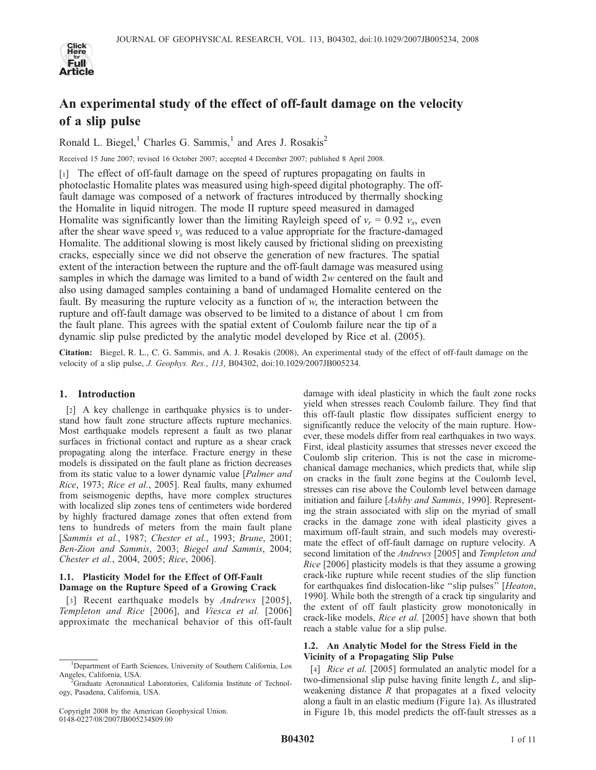# An experimental study of the effect of off-fault damage on the velocity of a slip pulse

Ronald L. Biegel,[1] Charles G. Sammis,[1] and Ares J. Rosakis[2]

Received 15 June 2007; revised 16 October 2007; accepted 4 December 2007; published 8 April 2008.

[1] The effect of off-fault damage on the speed of ruptures propagating on faults in photoelastic Homalite plates was measured using high-speed digital photography. The off-fault damage was composed of a network of fractures introduced by thermally shocking the Homalite in liquid nitrogen. The mode II rupture speed measured in damaged Homalite was significantly lower than the limiting Rayleigh speed of $v_r = 0.92\ v_s$, even after the shear wave speed $v_s$ was reduced to a value appropriate for the fracture-damaged Homalite. The additional slowing is most likely caused by frictional sliding on preexisting cracks, especially since we did not observe the generation of new fractures. The spatial extent of the interaction between the rupture and the off-fault damage was measured using samples in which the damage was limited to a band of width $2w$ centered on the fault and also using damaged samples containing a band of undamaged Homalite centered on the fault. By measuring the rupture velocity as a function of $w$, the interaction between the rupture and off-fault damage was observed to be limited to a distance of about 1 cm from the fault plane. This agrees with the spatial extent of Coulomb failure near the tip of a dynamic slip pulse predicted by the analytic model developed by Rice et al. (2005).

**Citation:** Biegel, R. L., C. G. Sammis, and A. J. Rosakis (2008), An experimental study of the effect of off-fault damage on the velocity of a slip pulse, *J. Geophys. Res.*, *113*, B04302, doi:10.1029/2007JB005234.

## 1. Introduction

[2] A key challenge in earthquake physics is to understand how fault zone structure affects rupture mechanics. Most earthquake models represent a fault as two planar surfaces in frictional contact and rupture as a shear crack propagating along the interface. Fracture energy in these models is dissipated on the fault plane as friction decreases from its static value to a lower dynamic value [*Palmer and Rice*, 1973; *Rice et al.*, 2005]. Real faults, many exhumed from seismogenic depths, have more complex structures with localized slip zones tens of centimeters wide bordered by highly fractured damage zones that often extend from tens to hundreds of meters from the main fault plane [*Sammis et al.*, 1987; *Chester et al.*, 1993; *Brune*, 2001; *Ben-Zion and Sammis*, 2003; *Biegel and Sammis*, 2004; *Chester et al.*, 2004, 2005; *Rice*, 2006].

### 1.1. Plasticity Model for the Effect of Off-Fault Damage on the Rupture Speed of a Growing Crack

[3] Recent earthquake models by *Andrews* [2005], *Templeton and Rice* [2006], and *Viesca et al.* [2006] approximate the mechanical behavior of this off-fault damage with ideal plasticity in which the fault zone rocks yield when stresses reach Coulomb failure. They find that this off-fault plastic flow dissipates sufficient energy to significantly reduce the velocity of the main rupture. However, these models differ from real earthquakes in two ways. First, ideal plasticity assumes that stresses never exceed the Coulomb slip criterion. This is not the case in micromechanical damage mechanics, which predicts that, while slip on cracks in the fault zone begins at the Coulomb level, stresses can rise above the Coulomb level between damage initiation and failure [*Ashby and Sammis*, 1990]. Representing the strain associated with slip on the myriad of small cracks in the damage zone with ideal plasticity gives a maximum off-fault strain, and such models may overestimate the effect of off-fault damage on rupture velocity. A second limitation of the *Andrews* [2005] and *Templeton and Rice* [2006] plasticity models is that they assume a growing crack-like rupture while recent studies of the slip function for earthquakes find dislocation-like "slip pulses" [*Heaton*, 1990]. While both the strength of a crack tip singularity and the extent of off fault plasticity grow monotonically in crack-like models, *Rice et al.* [2005] have shown that both reach a stable value for a slip pulse.

### 1.2. An Analytic Model for the Stress Field in the Vicinity of a Propagating Slip Pulse

[4] *Rice et al.* [2005] formulated an analytic model for a two-dimensional slip pulse having finite length $L$, and slip-weakening distance $R$ that propagates at a fixed velocity along a fault in an elastic medium (Figure 1a). As illustrated in Figure 1b, this model predicts the off-fault stresses as a

---

[1] Department of Earth Sciences, University of Southern California, Los Angeles, California, USA.

[2] Graduate Aeronautical Laboratories, California Institute of Technology, Pasadena, California, USA.

Copyright 2008 by the American Geophysical Union.
0148-0227/08/2007JB005234$09.00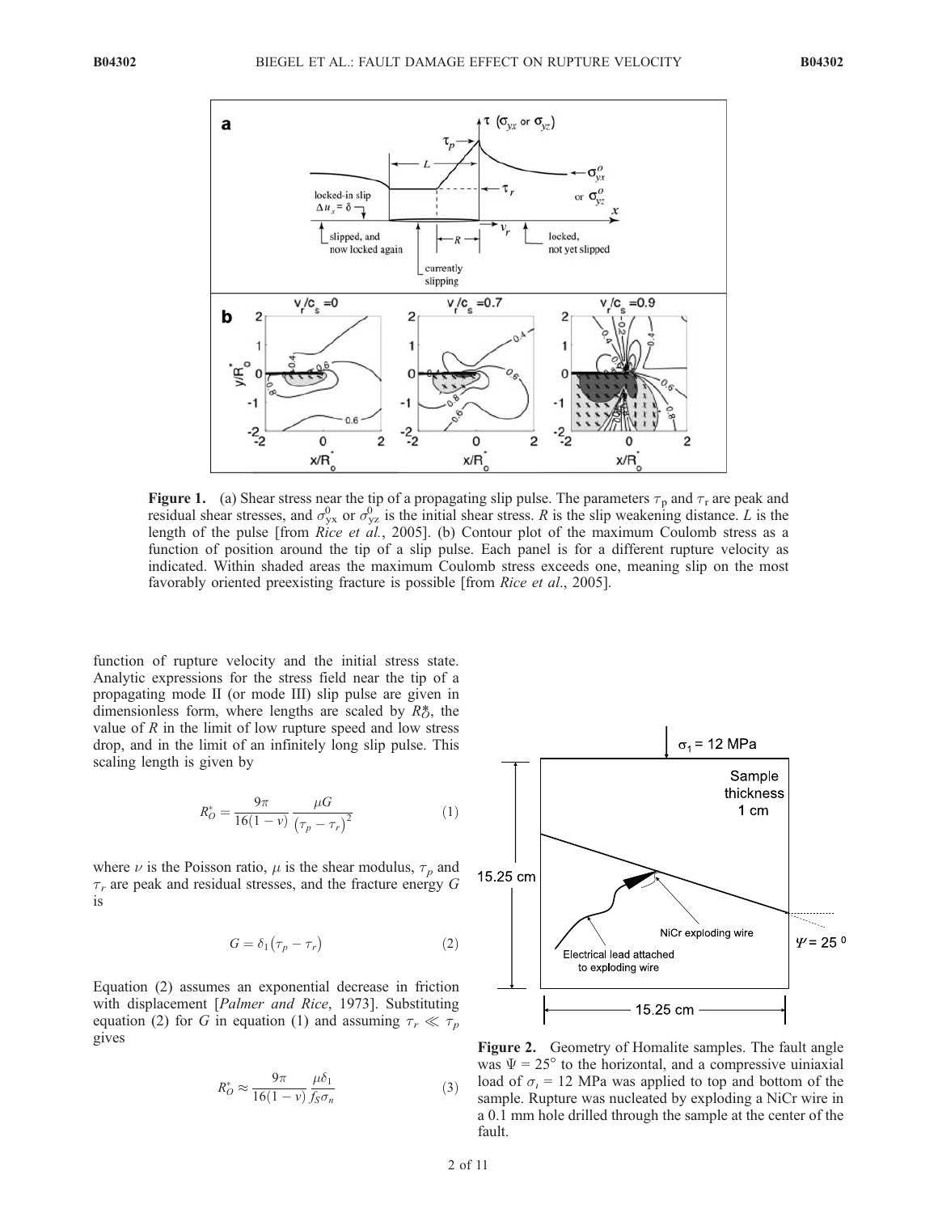**Figure 1.** (a) Shear stress near the tip of a propagating slip pulse. The parameters $\tau_p$ and $\tau_r$ are peak and residual shear stresses, and $\sigma^0_{yx}$ or $\sigma^0_{yz}$ is the initial shear stress. $R$ is the slip weakening distance. $L$ is the length of the pulse [from *Rice et al.*, 2005]. (b) Contour plot of the maximum Coulomb stress as a function of position around the tip of a slip pulse. Each panel is for a different rupture velocity as indicated. Within shaded areas the maximum Coulomb stress exceeds one, meaning slip on the most favorably oriented preexisting fracture is possible [from *Rice et al.*, 2005].

function of rupture velocity and the initial stress state. Analytic expressions for the stress field near the tip of a propagating mode II (or mode III) slip pulse are given in dimensionless form, where lengths are scaled by $R^*_O$, the value of $R$ in the limit of low rupture speed and low stress drop, and in the limit of an infinitely long slip pulse. This scaling length is given by

$$R^*_O = \frac{9\pi}{16(1-\nu)} \frac{\mu G}{\left(\tau_p - \tau_r\right)^2} \tag{1}$$

where $\nu$ is the Poisson ratio, $\mu$ is the shear modulus, $\tau_p$ and $\tau_r$ are peak and residual stresses, and the fracture energy $G$ is

$$G = \delta_1\left(\tau_p - \tau_r\right) \tag{2}$$

Equation (2) assumes an exponential decrease in friction with displacement [*Palmer and Rice*, 1973]. Substituting equation (2) for $G$ in equation (1) and assuming $\tau_r \ll \tau_p$ gives

$$R^*_O \approx \frac{9\pi}{16(1-\nu)} \frac{\mu\delta_1}{f_S\sigma_n} \tag{3}$$

**Figure 2.** Geometry of Homalite samples. The fault angle was $\Psi = 25°$ to the horizontal, and a compressive uniaxial load of $\sigma_1 = 12$ MPa was applied to top and bottom of the sample. Rupture was nucleated by exploding a NiCr wire in a 0.1 mm hole drilled through the sample at the center of the fault.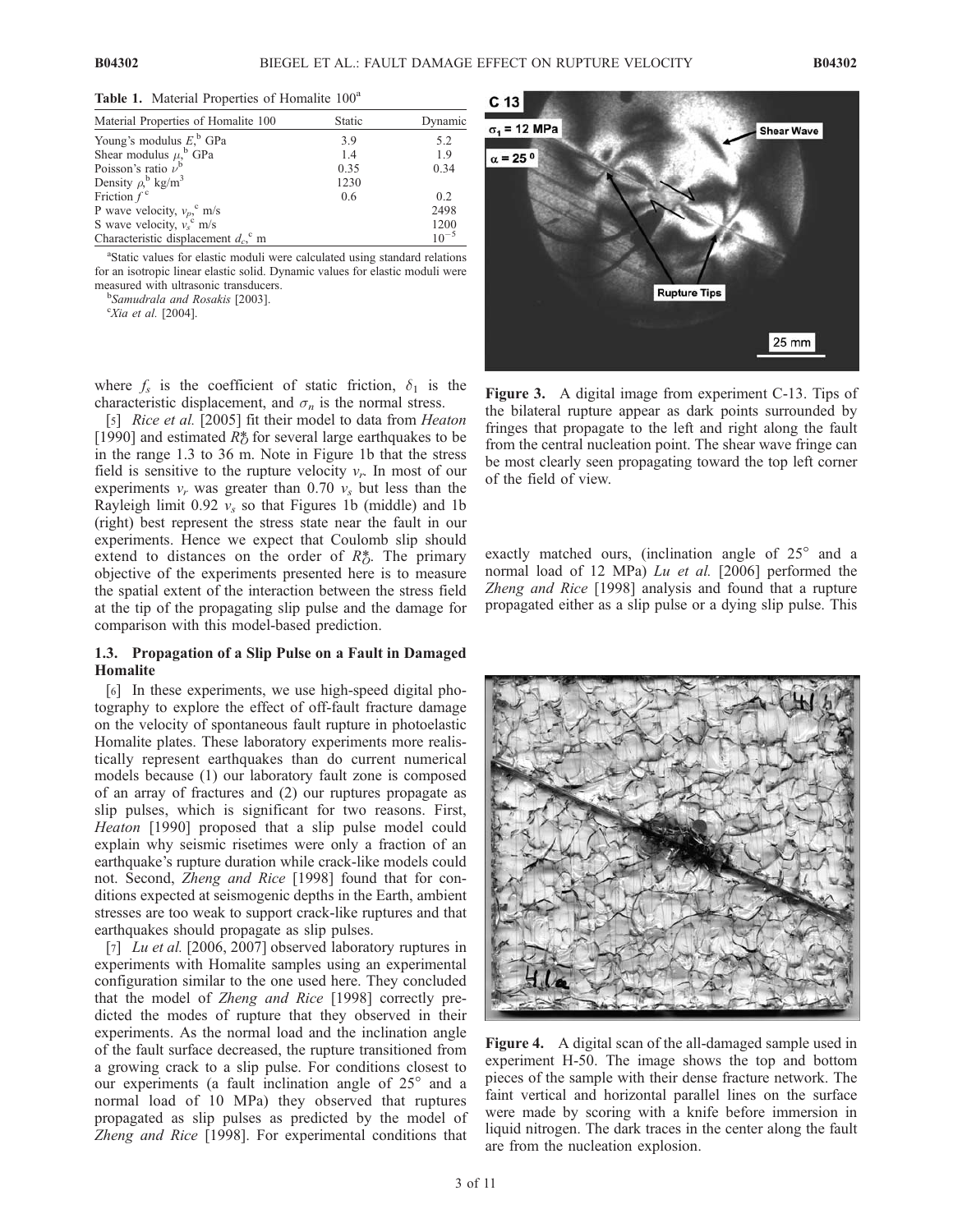**Table 1.** Material Properties of Homalite 100[a]

| Material Properties of Homalite 100 | Static | Dynamic |
|---|---|---|
| Young's modulus $E$,[b] GPa | 3.9 | 5.2 |
| Shear modulus $\mu$,[b] GPa | 1.4 | 1.9 |
| Poisson's ratio $\nu$[b] | 0.35 | 0.34 |
| Density $\rho$,[b] kg/m$^3$ | 1230 | |
| Friction $f$[c] | 0.6 | 0.2 |
| P wave velocity, $v_p$,[c] m/s | | 2498 |
| S wave velocity, $v_s$[c] m/s | | 1200 |
| Characteristic displacement $d_c$,[c] m | | $10^{-5}$ |

[a]Static values for elastic moduli were calculated using standard relations for an isotropic linear elastic solid. Dynamic values for elastic moduli were measured with ultrasonic transducers.
[b]*Samudrala and Rosakis* [2003].
[c]*Xia et al.* [2004].

where $f_s$ is the coefficient of static friction, $\delta_1$ is the characteristic displacement, and $\sigma_n$ is the normal stress.

[5] *Rice et al.* [2005] fit their model to data from *Heaton* [1990] and estimated $R_O^*$ for several large earthquakes to be in the range 1.3 to 36 m. Note in Figure 1b that the stress field is sensitive to the rupture velocity $v_r$. In most of our experiments $v_r$ was greater than 0.70 $v_s$ but less than the Rayleigh limit 0.92 $v_s$ so that Figures 1b (middle) and 1b (right) best represent the stress state near the fault in our experiments. Hence we expect that Coulomb slip should extend to distances on the order of $R_O^*$. The primary objective of the experiments presented here is to measure the spatial extent of the interaction between the stress field at the tip of the propagating slip pulse and the damage for comparison with this model-based prediction.

### 1.3. Propagation of a Slip Pulse on a Fault in Damaged Homalite

[6] In these experiments, we use high-speed digital photography to explore the effect of off-fault fracture damage on the velocity of spontaneous fault rupture in photoelastic Homalite plates. These laboratory experiments more realistically represent earthquakes than do current numerical models because (1) our laboratory fault zone is composed of an array of fractures and (2) our ruptures propagate as slip pulses, which is significant for two reasons. First, *Heaton* [1990] proposed that a slip pulse model could explain why seismic risetimes were only a fraction of an earthquake's rupture duration while crack-like models could not. Second, *Zheng and Rice* [1998] found that for conditions expected at seismogenic depths in the Earth, ambient stresses are too weak to support crack-like ruptures and that earthquakes should propagate as slip pulses.

[7] *Lu et al.* [2006, 2007] observed laboratory ruptures in experiments with Homalite samples using an experimental configuration similar to the one used here. They concluded that the model of *Zheng and Rice* [1998] correctly predicted the modes of rupture that they observed in their experiments. As the normal load and the inclination angle of the fault surface decreased, the rupture transitioned from a growing crack to a slip pulse. For conditions closest to our experiments (a fault inclination angle of 25° and a normal load of 10 MPa) they observed that ruptures propagated as slip pulses as predicted by the model of *Zheng and Rice* [1998]. For experimental conditions that exactly matched ours, (inclination angle of 25° and a normal load of 12 MPa) *Lu et al.* [2006] performed the *Zheng and Rice* [1998] analysis and found that a rupture propagated either as a slip pulse or a dying slip pulse. This

**Figure 3.** A digital image from experiment C-13. Tips of the bilateral rupture appear as dark points surrounded by fringes that propagate to the left and right along the fault from the central nucleation point. The shear wave fringe can be most clearly seen propagating toward the top left corner of the field of view.

**Figure 4.** A digital scan of the all-damaged sample used in experiment H-50. The image shows the top and bottom pieces of the sample with their dense fracture network. The faint vertical and horizontal parallel lines on the surface were made by scoring with a knife before immersion in liquid nitrogen. The dark traces in the center along the fault are from the nucleation explosion.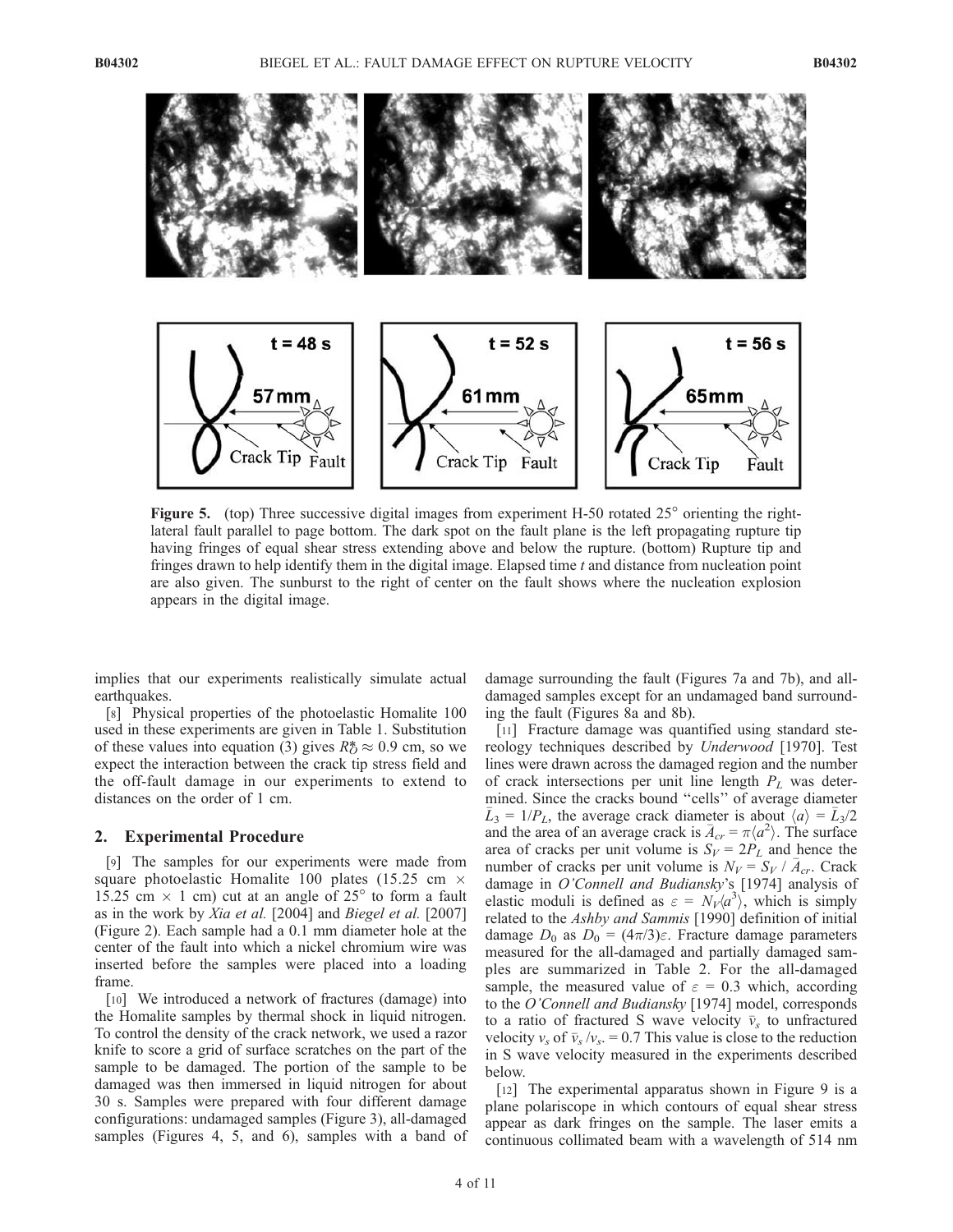Figure 5. (top) Three successive digital images from experiment H-50 rotated 25° orienting the right-lateral fault parallel to page bottom. The dark spot on the fault plane is the left propagating rupture tip having fringes of equal shear stress extending above and below the rupture. (bottom) Rupture tip and fringes drawn to help identify them in the digital image. Elapsed time $t$ and distance from nucleation point are also given. The sunburst to the right of center on the fault shows where the nucleation explosion appears in the digital image.

implies that our experiments realistically simulate actual earthquakes.

[8] Physical properties of the photoelastic Homalite 100 used in these experiments are given in Table 1. Substitution of these values into equation (3) gives $R_0^* \approx 0.9$ cm, so we expect the interaction between the crack tip stress field and the off-fault damage in our experiments to extend to distances on the order of 1 cm.

## 2. Experimental Procedure

[9] The samples for our experiments were made from square photoelastic Homalite 100 plates (15.25 cm × 15.25 cm × 1 cm) cut at an angle of 25° to form a fault as in the work by *Xia et al.* [2004] and *Biegel et al.* [2007] (Figure 2). Each sample had a 0.1 mm diameter hole at the center of the fault into which a nickel chromium wire was inserted before the samples were placed into a loading frame.

[10] We introduced a network of fractures (damage) into the Homalite samples by thermal shock in liquid nitrogen. To control the density of the crack network, we used a razor knife to score a grid of surface scratches on the part of the sample to be damaged. The portion of the sample to be damaged was then immersed in liquid nitrogen for about 30 s. Samples were prepared with four different damage configurations: undamaged samples (Figure 3), all-damaged samples (Figures 4, 5, and 6), samples with a band of damage surrounding the fault (Figures 7a and 7b), and all-damaged samples except for an undamaged band surrounding the fault (Figures 8a and 8b).

[11] Fracture damage was quantified using standard stereology techniques described by *Underwood* [1970]. Test lines were drawn across the damaged region and the number of crack intersections per unit line length $P_L$ was determined. Since the cracks bound "cells" of average diameter $\bar{L}_3 = 1/P_L$, the average crack diameter is about $\langle a \rangle = \bar{L}_3/2$ and the area of an average crack is $\bar{A}_{cr} = \pi\langle a^2 \rangle$. The surface area of cracks per unit volume is $S_V = 2P_L$ and hence the number of cracks per unit volume is $N_V = S_V / \bar{A}_{cr}$. Crack damage in *O'Connell and Budiansky*'s [1974] analysis of elastic moduli is defined as $\varepsilon = N_V\langle a^3 \rangle$, which is simply related to the *Ashby and Sammis* [1990] definition of initial damage $D_0$ as $D_0 = (4\pi/3)\varepsilon$. Fracture damage parameters measured for the all-damaged and partially damaged samples are summarized in Table 2. For the all-damaged sample, the measured value of $\varepsilon = 0.3$ which, according to the *O'Connell and Budiansky* [1974] model, corresponds to a ratio of fractured S wave velocity $\bar{v}_s$ to unfractured velocity $v_s$ of $\bar{v}_s / v_s = 0.7$ This value is close to the reduction in S wave velocity measured in the experiments described below.

[12] The experimental apparatus shown in Figure 9 is a plane polariscope in which contours of equal shear stress appear as dark fringes on the sample. The laser emits a continuous collimated beam with a wavelength of 514 nm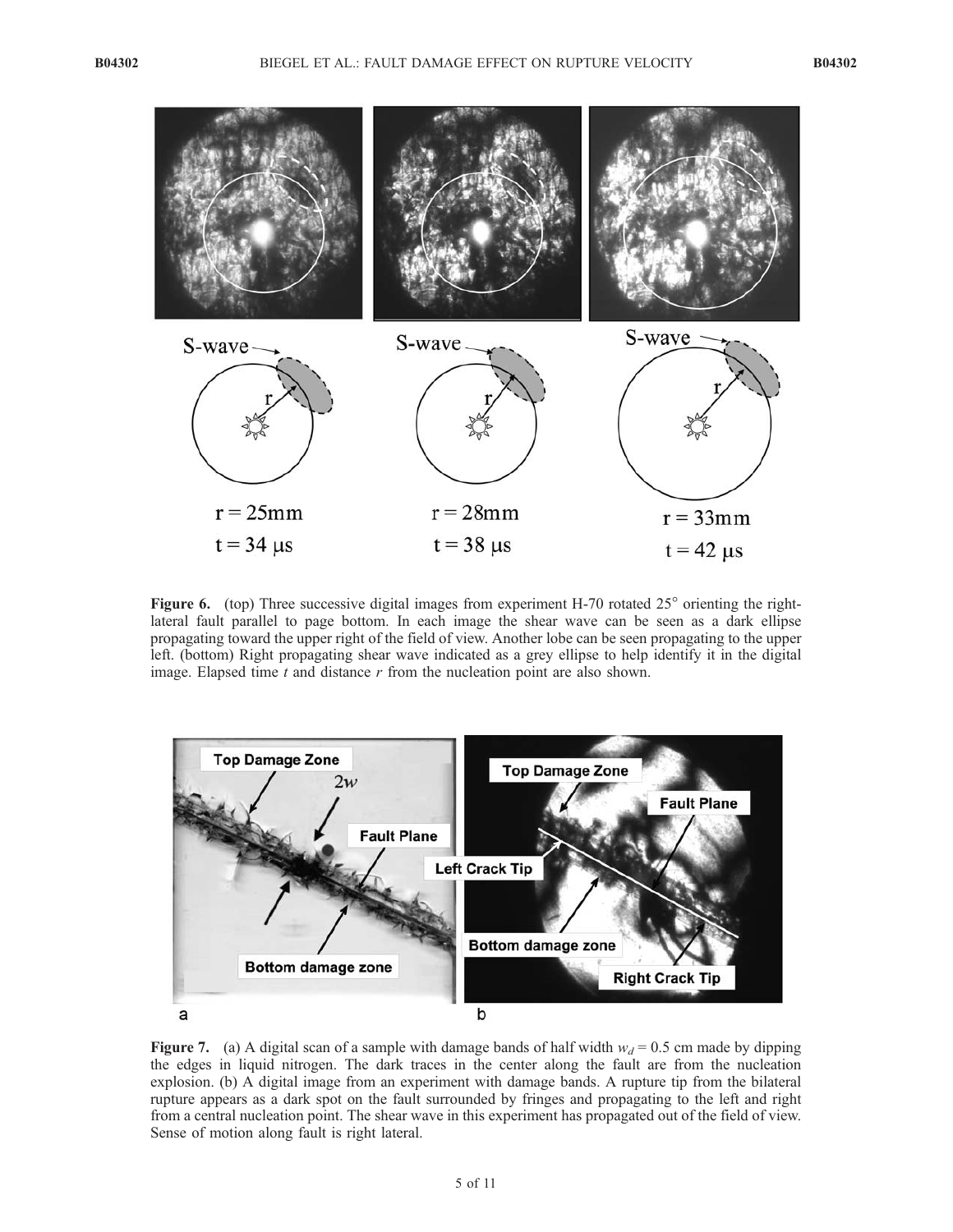**Figure 6.** (top) Three successive digital images from experiment H-70 rotated 25° orienting the right-lateral fault parallel to page bottom. In each image the shear wave can be seen as a dark ellipse propagating toward the upper right of the field of view. Another lobe can be seen propagating to the upper left. (bottom) Right propagating shear wave indicated as a grey ellipse to help identify it in the digital image. Elapsed time $t$ and distance $r$ from the nucleation point are also shown.

**Figure 7.** (a) A digital scan of a sample with damage bands of half width $w_d = 0.5$ cm made by dipping the edges in liquid nitrogen. The dark traces in the center along the fault are from the nucleation explosion. (b) A digital image from an experiment with damage bands. A rupture tip from the bilateral rupture appears as a dark spot on the fault surrounded by fringes and propagating to the left and right from a central nucleation point. The shear wave in this experiment has propagated out of the field of view. Sense of motion along fault is right lateral.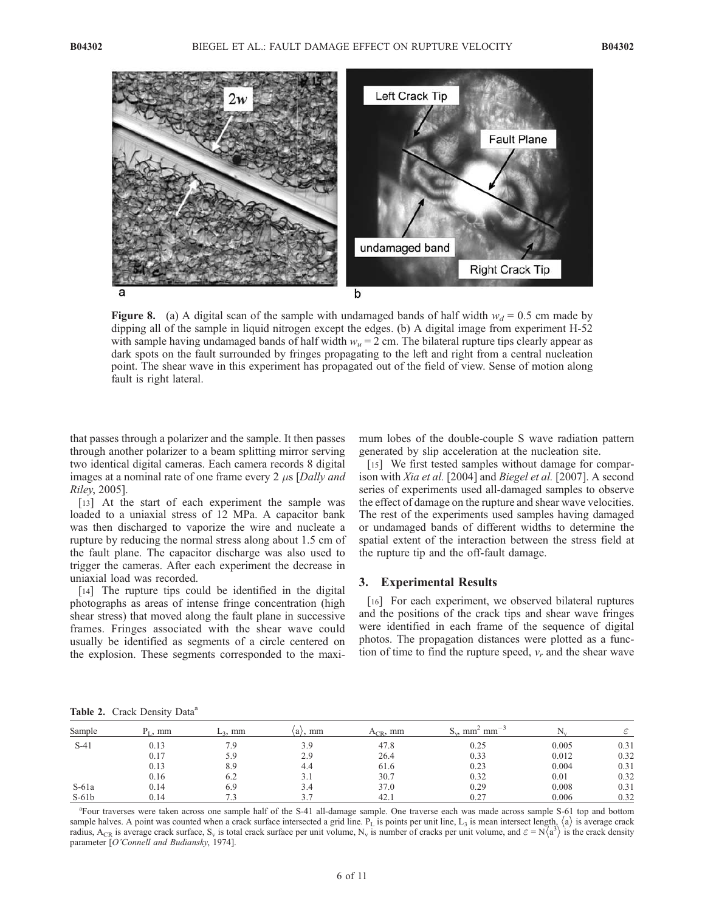**Figure 8.** (a) A digital scan of the sample with undamaged bands of half width $w_d = 0.5$ cm made by dipping all of the sample in liquid nitrogen except the edges. (b) A digital image from experiment H-52 with sample having undamaged bands of half width $w_u = 2$ cm. The bilateral rupture tips clearly appear as dark spots on the fault surrounded by fringes propagating to the left and right from a central nucleation point. The shear wave in this experiment has propagated out of the field of view. Sense of motion along fault is right lateral.

that passes through a polarizer and the sample. It then passes through another polarizer to a beam splitting mirror serving two identical digital cameras. Each camera records 8 digital images at a nominal rate of one frame every 2 $\mu$s [*Dally and Riley*, 2005].

[13] At the start of each experiment the sample was loaded to a uniaxial stress of 12 MPa. A capacitor bank was then discharged to vaporize the wire and nucleate a rupture by reducing the normal stress along about 1.5 cm of the fault plane. The capacitor discharge was also used to trigger the cameras. After each experiment the decrease in uniaxial load was recorded.

[14] The rupture tips could be identified in the digital photographs as areas of intense fringe concentration (high shear stress) that moved along the fault plane in successive frames. Fringes associated with the shear wave could usually be identified as segments of a circle centered on the explosion. These segments corresponded to the maximum lobes of the double-couple S wave radiation pattern generated by slip acceleration at the nucleation site.

[15] We first tested samples without damage for comparison with *Xia et al.* [2004] and *Biegel et al.* [2007]. A second series of experiments used all-damaged samples to observe the effect of damage on the rupture and shear wave velocities. The rest of the experiments used samples having damaged or undamaged bands of different widths to determine the spatial extent of the interaction between the stress field at the rupture tip and the off-fault damage.

## 3. Experimental Results

[16] For each experiment, we observed bilateral ruptures and the positions of the crack tips and shear wave fringes were identified in each frame of the sequence of digital photos. The propagation distances were plotted as a function of time to find the rupture speed, $v_r$ and the shear wave

**Table 2.** Crack Density Data[a]

| Sample | $P_L$, mm | $L_3$, mm | $\langle a \rangle$, mm | $A_{CR}$, mm | $S_v$, mm$^2$ mm$^{-3}$ | $N_v$ | $\varepsilon$ |
|---|---|---|---|---|---|---|---|
| S-41 | 0.13 | 7.9 | 3.9 | 47.8 | 0.25 | 0.005 | 0.31 |
| | 0.17 | 5.9 | 2.9 | 26.4 | 0.33 | 0.012 | 0.32 |
| | 0.13 | 8.9 | 4.4 | 61.6 | 0.23 | 0.004 | 0.31 |
| | 0.16 | 6.2 | 3.1 | 30.7 | 0.32 | 0.01 | 0.32 |
| S-61a | 0.14 | 6.9 | 3.4 | 37.0 | 0.29 | 0.008 | 0.31 |
| S-61b | 0.14 | 7.3 | 3.7 | 42.1 | 0.27 | 0.006 | 0.32 |

[a]Four traverses were taken across one sample half of the S-41 all-damage sample. One traverse each was made across sample S-61 top and bottom sample halves. A point was counted when a crack surface intersected a grid line. $P_L$ is points per unit line, $L_3$ is mean intersect length, $\langle a \rangle$ is average crack radius, $A_{CR}$ is average crack surface, $S_v$ is total crack surface per unit volume, $N_v$ is number of cracks per unit volume, and $\varepsilon = N\langle a^3 \rangle$ is the crack density parameter [*O'Connell and Budiansky*, 1974].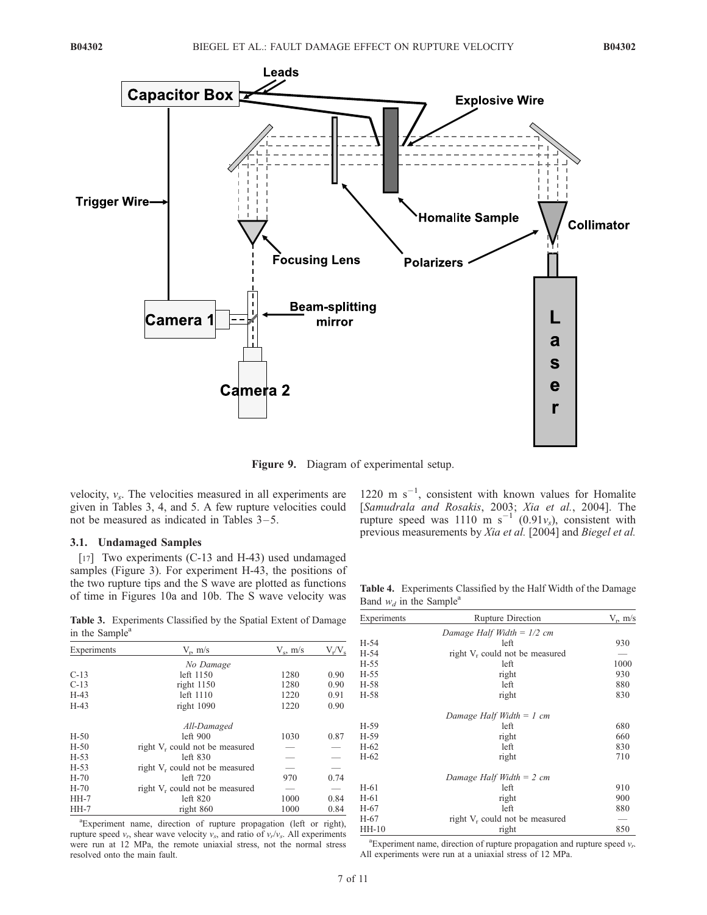Figure 9. Diagram of experimental setup.

velocity, $v_s$. The velocities measured in all experiments are given in Tables 3, 4, and 5. A few rupture velocities could not be measured as indicated in Tables 3–5.

### 3.1. Undamaged Samples

[17] Two experiments (C-13 and H-43) used undamaged samples (Figure 3). For experiment H-43, the positions of the two rupture tips and the S wave are plotted as functions of time in Figures 10a and 10b. The S wave velocity was 1220 m s$^{-1}$, consistent with known values for Homalite [*Samudrala and Rosakis*, 2003; *Xia et al.*, 2004]. The rupture speed was 1110 m s$^{-1}$ ($0.91 v_s$), consistent with previous measurements by *Xia et al.* [2004] and *Biegel et al.*

**Table 3.** Experiments Classified by the Spatial Extent of Damage in the Sample[a]

| Experiments | $V_r$, m/s | $V_s$, m/s | $V_r/V_s$ |
|---|---|---|---|
| | *No Damage* | | |
| C-13 | left 1150 | 1280 | 0.90 |
| C-13 | right 1150 | 1280 | 0.90 |
| H-43 | left 1110 | 1220 | 0.91 |
| H-43 | right 1090 | 1220 | 0.90 |
| | *All-Damaged* | | |
| H-50 | left 900 | 1030 | 0.87 |
| H-50 | right $V_r$ could not be measured | — | — |
| H-53 | left 830 | — | — |
| H-53 | right $V_r$ could not be measured | — | — |
| H-70 | left 720 | 970 | 0.74 |
| H-70 | right $V_r$ could not be measured | — | — |
| HH-7 | left 820 | 1000 | 0.84 |
| HH-7 | right 860 | 1000 | 0.84 |

[a]Experiment name, direction of rupture propagation (left or right), rupture speed $v_r$, shear wave velocity $v_s$, and ratio of $v_r/v_s$. All experiments were run at 12 MPa, the remote uniaxial stress, not the normal stress resolved onto the main fault.

**Table 4.** Experiments Classified by the Half Width of the Damage Band $w_d$ in the Sample[a]

| Experiments | Rupture Direction | $V_r$, m/s |
|---|---|---|
| | *Damage Half Width = 1/2 cm* | |
| H-54 | left | 930 |
| H-54 | right $V_r$ could not be measured | — |
| H-55 | left | 1000 |
| H-55 | right | 930 |
| H-58 | left | 880 |
| H-58 | right | 830 |
| | *Damage Half Width = 1 cm* | |
| H-59 | left | 680 |
| H-59 | right | 660 |
| H-62 | left | 830 |
| H-62 | right | 710 |
| | *Damage Half Width = 2 cm* | |
| H-61 | left | 910 |
| H-61 | right | 900 |
| H-67 | left | 880 |
| H-67 | right $V_r$ could not be measured | — |
| HH-10 | right | 850 |

[a]Experiment name, direction of rupture propagation and rupture speed $v_r$. All experiments were run at a uniaxial stress of 12 MPa.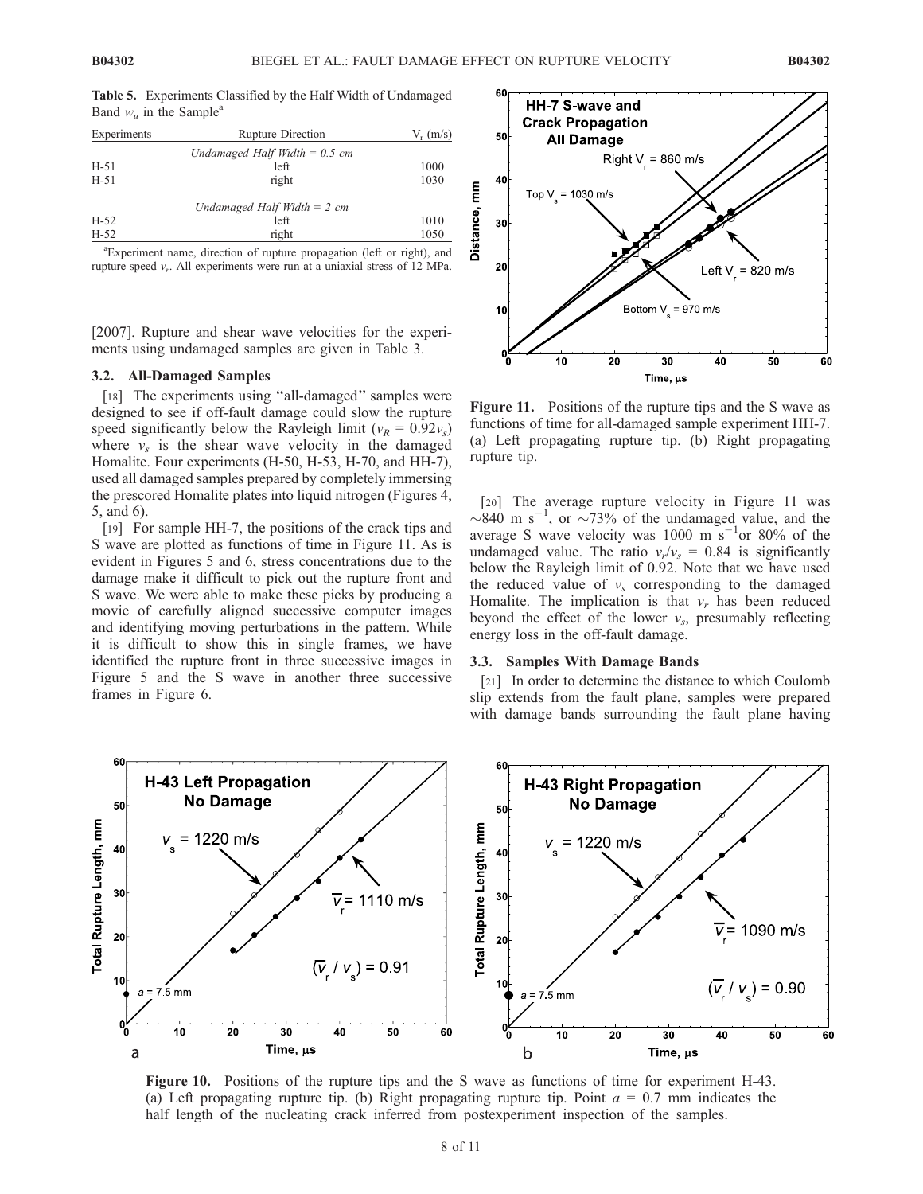**Table 5.** Experiments Classified by the Half Width of Undamaged Band $w_u$ in the Sample[a]

| Experiments | Rupture Direction | $V_r$ (m/s) |
|---|---|---|
| | *Undamaged Half Width = 0.5 cm* | |
| H-51 | left | 1000 |
| H-51 | right | 1030 |
| | *Undamaged Half Width = 2 cm* | |
| H-52 | left | 1010 |
| H-52 | right | 1050 |

[a]Experiment name, direction of rupture propagation (left or right), and rupture speed $v_r$. All experiments were run at a uniaxial stress of 12 MPa.

[2007]. Rupture and shear wave velocities for the experiments using undamaged samples are given in Table 3.

### 3.2. All-Damaged Samples

[18] The experiments using "all-damaged" samples were designed to see if off-fault damage could slow the rupture speed significantly below the Rayleigh limit ($v_R = 0.92v_s$) where $v_s$ is the shear wave velocity in the damaged Homalite. Four experiments (H-50, H-53, H-70, and HH-7), used all damaged samples prepared by completely immersing the prescored Homalite plates into liquid nitrogen (Figures 4, 5, and 6).

[19] For sample HH-7, the positions of the crack tips and S wave are plotted as functions of time in Figure 11. As is evident in Figures 5 and 6, stress concentrations due to the damage make it difficult to pick out the rupture front and S wave. We were able to make these picks by producing a movie of carefully aligned successive computer images and identifying moving perturbations in the pattern. While it is difficult to show this in single frames, we have identified the rupture front in three successive images in Figure 5 and the S wave in another three successive frames in Figure 6.

**Figure 11.** Positions of the rupture tips and the S wave as functions of time for all-damaged sample experiment HH-7. (a) Left propagating rupture tip. (b) Right propagating rupture tip.

[20] The average rupture velocity in Figure 11 was ~840 m s$^{-1}$, or ~73% of the undamaged value, and the average S wave velocity was 1000 m s$^{-1}$or 80% of the undamaged value. The ratio $v_r/v_s$ = 0.84 is significantly below the Rayleigh limit of 0.92. Note that we have used the reduced value of $v_s$ corresponding to the damaged Homalite. The implication is that $v_r$ has been reduced beyond the effect of the lower $v_s$, presumably reflecting energy loss in the off-fault damage.

### 3.3. Samples With Damage Bands

[21] In order to determine the distance to which Coulomb slip extends from the fault plane, samples were prepared with damage bands surrounding the fault plane having

**Figure 10.** Positions of the rupture tips and the S wave as functions of time for experiment H-43. (a) Left propagating rupture tip. (b) Right propagating rupture tip. Point $a$ = 0.7 mm indicates the half length of the nucleating crack inferred from postexperiment inspection of the samples.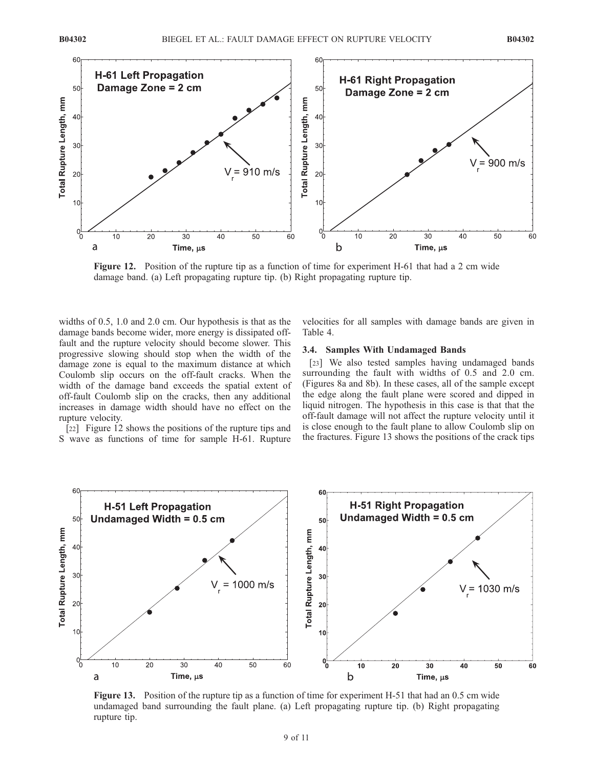Figure 12. Position of the rupture tip as a function of time for experiment H-61 that had a 2 cm wide damage band. (a) Left propagating rupture tip. (b) Right propagating rupture tip.

widths of 0.5, 1.0 and 2.0 cm. Our hypothesis is that as the damage bands become wider, more energy is dissipated off-fault and the rupture velocity should become slower. This progressive slowing should stop when the width of the damage zone is equal to the maximum distance at which Coulomb slip occurs on the off-fault cracks. When the width of the damage band exceeds the spatial extent of off-fault Coulomb slip on the cracks, then any additional increases in damage width should have no effect on the rupture velocity.

[22] Figure 12 shows the positions of the rupture tips and S wave as functions of time for sample H-61. Rupture velocities for all samples with damage bands are given in Table 4.

### 3.4. Samples With Undamaged Bands

[23] We also tested samples having undamaged bands surrounding the fault with widths of 0.5 and 2.0 cm. (Figures 8a and 8b). In these cases, all of the sample except the edge along the fault plane were scored and dipped in liquid nitrogen. The hypothesis in this case is that the off-fault damage will not affect the rupture velocity until it is close enough to the fault plane to allow Coulomb slip on the fractures. Figure 13 shows the positions of the crack tips

Figure 13. Position of the rupture tip as a function of time for experiment H-51 that had an 0.5 cm wide undamaged band surrounding the fault plane. (a) Left propagating rupture tip. (b) Right propagating rupture tip.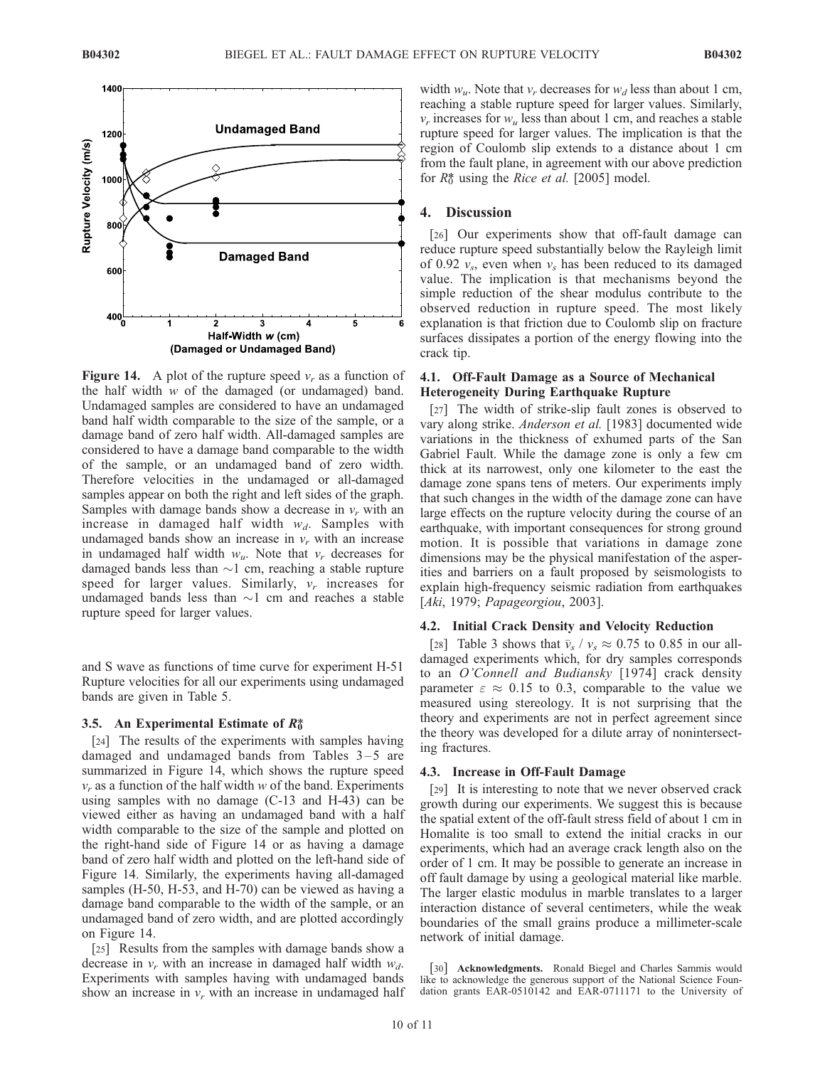**Figure 14.** A plot of the rupture speed $v_r$ as a function of the half width $w$ of the damaged (or undamaged) band. Undamaged samples are considered to have an undamaged band half width comparable to the size of the sample, or a damage band of zero half width. All-damaged samples are considered to have a damage band comparable to the width of the sample, or an undamaged band of zero width. Therefore velocities in the undamaged or all-damaged samples appear on both the right and left sides of the graph. Samples with damage bands show a decrease in $v_r$ with an increase in damaged half width $w_d$. Samples with undamaged bands show an increase in $v_r$ with an increase in undamaged half width $w_u$. Note that $v_r$ decreases for damaged bands less than ~1 cm, reaching a stable rupture speed for larger values. Similarly, $v_r$ increases for undamaged bands less than ~1 cm and reaches a stable rupture speed for larger values.

and S wave as functions of time curve for experiment H-51 Rupture velocities for all our experiments using undamaged bands are given in Table 5.

### 3.5. An Experimental Estimate of $R_0^*$

[24] The results of the experiments with samples having damaged and undamaged bands from Tables 3–5 are summarized in Figure 14, which shows the rupture speed $v_r$ as a function of the half width $w$ of the band. Experiments using samples with no damage (C-13 and H-43) can be viewed either as having an undamaged band with a half width comparable to the size of the sample and plotted on the right-hand side of Figure 14 or as having a damage band of zero half width and plotted on the left-hand side of Figure 14. Similarly, the experiments having all-damaged samples (H-50, H-53, and H-70) can be viewed as having a damage band comparable to the width of the sample, or an undamaged band of zero width, and are plotted accordingly on Figure 14.

[25] Results from the samples with damage bands show a decrease in $v_r$ with an increase in damaged half width $w_d$. Experiments with samples having with undamaged bands show an increase in $v_r$ with an increase in undamaged half width $w_u$. Note that $v_r$ decreases for $w_d$ less than about 1 cm, reaching a stable rupture speed for larger values. Similarly, $v_r$ increases for $w_u$ less than about 1 cm, and reaches a stable rupture speed for larger values. The implication is that the region of Coulomb slip extends to a distance about 1 cm from the fault plane, in agreement with our above prediction for $R_0^*$ using the *Rice et al.* [2005] model.

## 4. Discussion

[26] Our experiments show that off-fault damage can reduce rupture speed substantially below the Rayleigh limit of 0.92 $v_s$, even when $v_s$ has been reduced to its damaged value. The implication is that mechanisms beyond the simple reduction of the shear modulus contribute to the observed reduction in rupture speed. The most likely explanation is that friction due to Coulomb slip on fracture surfaces dissipates a portion of the energy flowing into the crack tip.

### 4.1. Off-Fault Damage as a Source of Mechanical Heterogeneity During Earthquake Rupture

[27] The width of strike-slip fault zones is observed to vary along strike. *Anderson et al.* [1983] documented wide variations in the thickness of exhumed parts of the San Gabriel Fault. While the damage zone is only a few cm thick at its narrowest, only one kilometer to the east the damage zone spans tens of meters. Our experiments imply that such changes in the width of the damage zone can have large effects on the rupture velocity during the course of an earthquake, with important consequences for strong ground motion. It is possible that variations in damage zone dimensions may be the physical manifestation of the asperities and barriers on a fault proposed by seismologists to explain high-frequency seismic radiation from earthquakes [*Aki*, 1979; *Papageorgiou*, 2003].

### 4.2. Initial Crack Density and Velocity Reduction

[28] Table 3 shows that $\bar{v}_s / v_s \approx 0.75$ to 0.85 in our all-damaged experiments which, for dry samples corresponds to an *O'Connell and Budiansky* [1974] crack density parameter $\varepsilon \approx 0.15$ to 0.3, comparable to the value we measured using stereology. It is not surprising that the theory and experiments are not in perfect agreement since the theory was developed for a dilute array of nonintersecting fractures.

### 4.3. Increase in Off-Fault Damage

[29] It is interesting to note that we never observed crack growth during our experiments. We suggest this is because the spatial extent of the off-fault stress field of about 1 cm in Homalite is too small to extend the initial cracks in our experiments, which had an average crack length also on the order of 1 cm. It may be possible to generate an increase in off fault damage by using a geological material like marble. The larger elastic modulus in marble translates to a larger interaction distance of several centimeters, while the weak boundaries of the small grains produce a millimeter-scale network of initial damage.

[30] **Acknowledgments.** Ronald Biegel and Charles Sammis would like to acknowledge the generous support of the National Science Foundation grants EAR-0510142 and EAR-0711171 to the University of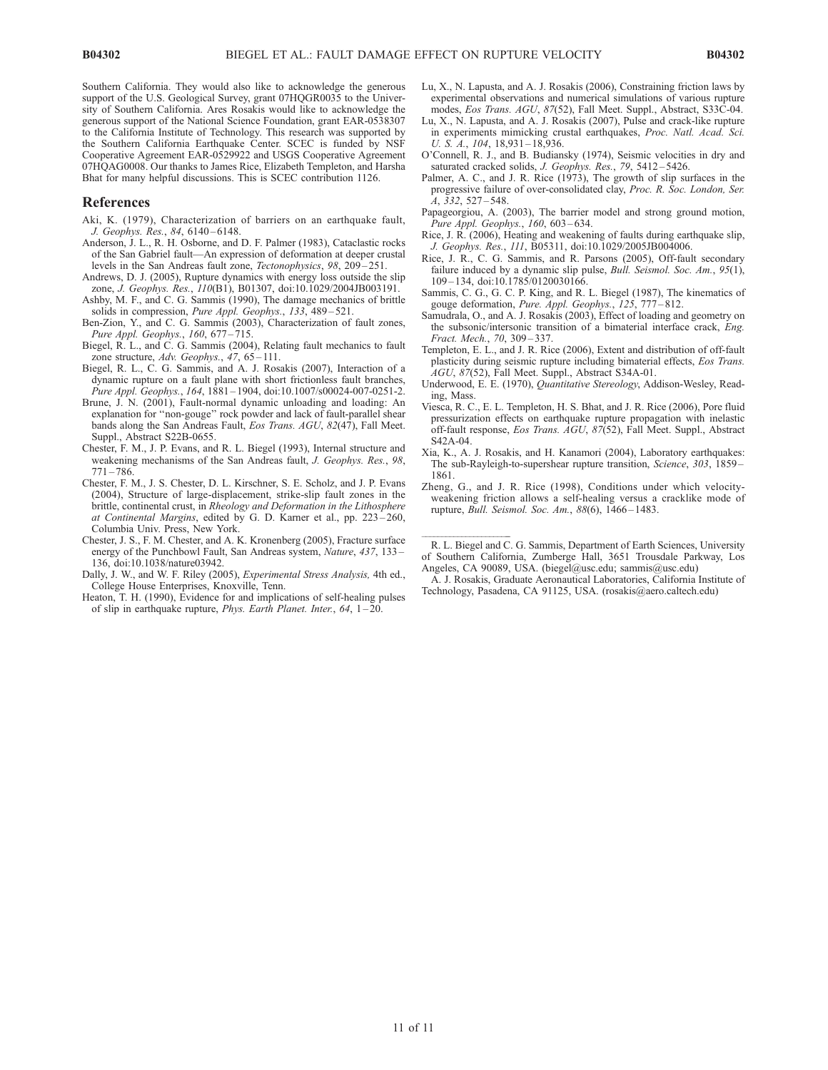Southern California. They would also like to acknowledge the generous support of the U.S. Geological Survey, grant 07HQGR0035 to the University of Southern California. Ares Rosakis would like to acknowledge the generous support of the National Science Foundation, grant EAR-0538307 to the California Institute of Technology. This research was supported by the Southern California Earthquake Center. SCEC is funded by NSF Cooperative Agreement EAR-0529922 and USGS Cooperative Agreement 07HQAG0008. Our thanks to James Rice, Elizabeth Templeton, and Harsha Bhat for many helpful discussions. This is SCEC contribution 1126.

## References

Aki, K. (1979), Characterization of barriers on an earthquake fault, *J. Geophys. Res.*, *84*, 6140–6148.

Anderson, J. L., R. H. Osborne, and D. F. Palmer (1983), Cataclastic rocks of the San Gabriel fault—An expression of deformation at deeper crustal levels in the San Andreas fault zone, *Tectonophysics*, *98*, 209–251.

Andrews, D. J. (2005), Rupture dynamics with energy loss outside the slip zone, *J. Geophys. Res.*, *110*(B1), B01307, doi:10.1029/2004JB003191.

Ashby, M. F., and C. G. Sammis (1990), The damage mechanics of brittle solids in compression, *Pure Appl. Geophys.*, *133*, 489–521.

Ben-Zion, Y., and C. G. Sammis (2003), Characterization of fault zones, *Pure Appl. Geophys.*, *160*, 677–715.

Biegel, R. L., and C. G. Sammis (2004), Relating fault mechanics to fault zone structure, *Adv. Geophys.*, *47*, 65–111.

Biegel, R. L., C. G. Sammis, and A. J. Rosakis (2007), Interaction of a dynamic rupture on a fault plane with short frictionless fault branches, *Pure Appl. Geophys.*, *164*, 1881–1904, doi:10.1007/s00024-007-0251-2.

Brune, J. N. (2001), Fault-normal dynamic unloading and loading: An explanation for "non-gouge" rock powder and lack of fault-parallel shear bands along the San Andreas Fault, *Eos Trans. AGU*, *82*(47), Fall Meet. Suppl., Abstract S22B-0655.

Chester, F. M., J. P. Evans, and R. L. Biegel (1993), Internal structure and weakening mechanisms of the San Andreas fault, *J. Geophys. Res.*, *98*, 771–786.

Chester, F. M., J. S. Chester, D. L. Kirschner, S. E. Scholz, and J. P. Evans (2004), Structure of large-displacement, strike-slip fault zones in the brittle, continental crust, in *Rheology and Deformation in the Lithosphere at Continental Margins*, edited by G. D. Karner et al., pp. 223–260, Columbia Univ. Press, New York.

Chester, J. S., F. M. Chester, and A. K. Kronenberg (2005), Fracture surface energy of the Punchbowl Fault, San Andreas system, *Nature*, *437*, 133–136, doi:10.1038/nature03942.

Dally, J. W., and W. F. Riley (2005), *Experimental Stress Analysis,* 4th ed., College House Enterprises, Knoxville, Tenn.

Heaton, T. H. (1990), Evidence for and implications of self-healing pulses of slip in earthquake rupture, *Phys. Earth Planet. Inter.*, *64*, 1–20.

Lu, X., N. Lapusta, and A. J. Rosakis (2006), Constraining friction laws by experimental observations and numerical simulations of various rupture modes, *Eos Trans. AGU*, *87*(52), Fall Meet. Suppl., Abstract, S33C-04.

Lu, X., N. Lapusta, and A. J. Rosakis (2007), Pulse and crack-like rupture in experiments mimicking crustal earthquakes, *Proc. Natl. Acad. Sci. U. S. A.*, *104*, 18,931–18,936.

O'Connell, R. J., and B. Budiansky (1974), Seismic velocities in dry and saturated cracked solids, *J. Geophys. Res.*, *79*, 5412–5426.

Palmer, A. C., and J. R. Rice (1973), The growth of slip surfaces in the progressive failure of over-consolidated clay, *Proc. R. Soc. London, Ser. A*, *332*, 527–548.

Papageorgiou, A. (2003), The barrier model and strong ground motion, *Pure Appl. Geophys.*, *160*, 603–634.

Rice, J. R. (2006), Heating and weakening of faults during earthquake slip, *J. Geophys. Res.*, *111*, B05311, doi:10.1029/2005JB004006.

Rice, J. R., C. G. Sammis, and R. Parsons (2005), Off-fault secondary failure induced by a dynamic slip pulse, *Bull. Seismol. Soc. Am.*, *95*(1), 109–134, doi:10.1785/0120030166.

Sammis, C. G., G. C. P. King, and R. L. Biegel (1987), The kinematics of gouge deformation, *Pure. Appl. Geophys.*, *125*, 777–812.

Samudrala, O., and A. J. Rosakis (2003), Effect of loading and geometry on the subsonic/intersonic transition of a bimaterial interface crack, *Eng. Fract. Mech.*, *70*, 309–337.

Templeton, E. L., and J. R. Rice (2006), Extent and distribution of off-fault plasticity during seismic rupture including bimaterial effects, *Eos Trans. AGU*, *87*(52), Fall Meet. Suppl., Abstract S34A-01.

Underwood, E. E. (1970), *Quantitative Stereology*, Addison-Wesley, Reading, Mass.

Viesca, R. C., E. L. Templeton, H. S. Bhat, and J. R. Rice (2006), Pore fluid pressurization effects on earthquake rupture propagation with inelastic off-fault response, *Eos Trans. AGU*, *87*(52), Fall Meet. Suppl., Abstract S42A-04.

Xia, K., A. J. Rosakis, and H. Kanamori (2004), Laboratory earthquakes: The sub-Rayleigh-to-supershear rupture transition, *Science*, *303*, 1859–1861.

Zheng, G., and J. R. Rice (1998), Conditions under which velocity-weakening friction allows a self-healing versus a cracklike mode of rupture, *Bull. Seismol. Soc. Am.*, *88*(6), 1466–1483.

---

R. L. Biegel and C. G. Sammis, Department of Earth Sciences, University of Southern California, Zumberge Hall, 3651 Trousdale Parkway, Los Angeles, CA 90089, USA. (biegel@usc.edu; sammis@usc.edu)

A. J. Rosakis, Graduate Aeronautical Laboratories, California Institute of Technology, Pasadena, CA 91125, USA. (rosakis@aero.caltech.edu)